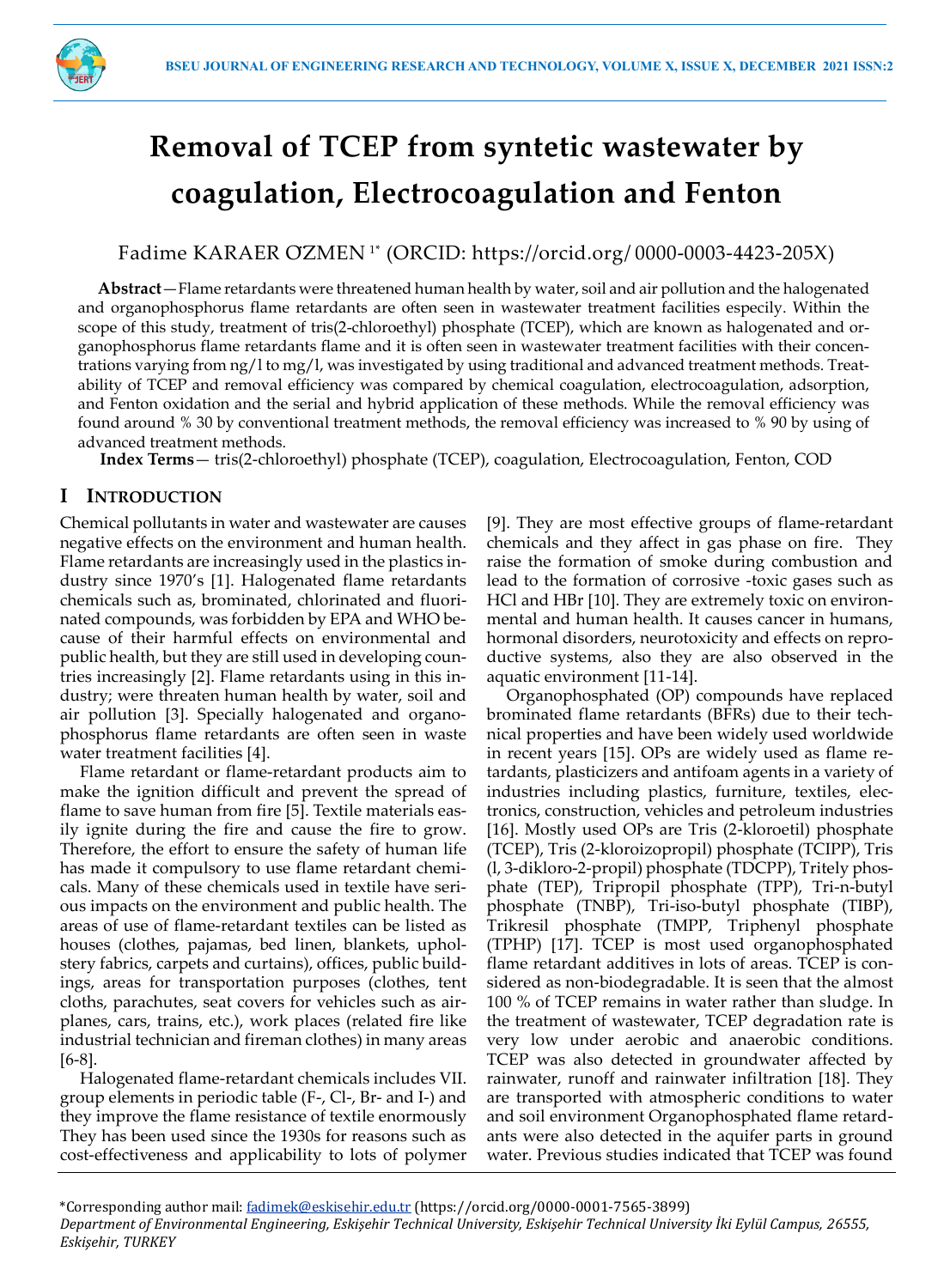# Removal of TCEP from syntetic wastewater by coagulation, Electrocoagulation and Fenton

Fadime KARAER OZMEN [1*] (ORCID: https://orcid.org/ 0000-0003-4423-205X)

**Abstract**—Flame retardants were threatened human health by water, soil and air pollution and the halogenated and organophosphorus flame retardants are often seen in wastewater treatment facilities especily. Within the scope of this study, treatment of tris(2-chloroethyl) phosphate (TCEP), which are known as halogenated and organophosphorus flame retardants flame and it is often seen in wastewater treatment facilities with their concentrations varying from ng/l to mg/l, was investigated by using traditional and advanced treatment methods. Treatability of TCEP and removal efficiency was compared by chemical coagulation, electrocoagulation, adsorption, and Fenton oxidation and the serial and hybrid application of these methods. While the removal efficiency was found around % 30 by conventional treatment methods, the removal efficiency was increased to % 90 by using of advanced treatment methods.

**Index Terms**— tris(2-chloroethyl) phosphate (TCEP), coagulation, Electrocoagulation, Fenton, COD

## I INTRODUCTION

Chemical pollutants in water and wastewater are causes negative effects on the environment and human health. Flame retardants are increasingly used in the plastics industry since 1970's [1]. Halogenated flame retardants chemicals such as, brominated, chlorinated and fluorinated compounds, was forbidden by EPA and WHO because of their harmful effects on environmental and public health, but they are still used in developing countries increasingly [2]. Flame retardants using in this industry; were threaten human health by water, soil and air pollution [3]. Specially halogenated and organophosphorus flame retardants are often seen in waste water treatment facilities [4].

Flame retardant or flame-retardant products aim to make the ignition difficult and prevent the spread of flame to save human from fire [5]. Textile materials easily ignite during the fire and cause the fire to grow. Therefore, the effort to ensure the safety of human life has made it compulsory to use flame retardant chemicals. Many of these chemicals used in textile have serious impacts on the environment and public health. The areas of use of flame-retardant textiles can be listed as houses (clothes, pajamas, bed linen, blankets, upholstery fabrics, carpets and curtains), offices, public buildings, areas for transportation purposes (clothes, tent cloths, parachutes, seat covers for vehicles such as airplanes, cars, trains, etc.), work places (related fire like industrial technician and fireman clothes) in many areas [6-8].

Halogenated flame-retardant chemicals includes VII. group elements in periodic table (F-, Cl-, Br- and I-) and they improve the flame resistance of textile enormously They has been used since the 1930s for reasons such as cost-effectiveness and applicability to lots of polymer [9]. They are most effective groups of flame-retardant chemicals and they affect in gas phase on fire. They raise the formation of smoke during combustion and lead to the formation of corrosive -toxic gases such as HCl and HBr [10]. They are extremely toxic on environmental and human health. It causes cancer in humans, hormonal disorders, neurotoxicity and effects on reproductive systems, also they are also observed in the aquatic environment [11-14].

Organophosphated (OP) compounds have replaced brominated flame retardants (BFRs) due to their technical properties and have been widely used worldwide in recent years [15]. OPs are widely used as flame retardants, plasticizers and antifoam agents in a variety of industries including plastics, furniture, textiles, electronics, construction, vehicles and petroleum industries [16]. Mostly used OPs are Tris (2-kloroetil) phosphate (TCEP), Tris (2-kloroizopropil) phosphate (TCIPP), Tris (l, 3-dikloro-2-propil) phosphate (TDCPP), Tritely phosphate (TEP), Tripropil phosphate (TPP), Tri-n-butyl phosphate (TNBP), Tri-iso-butyl phosphate (TIBP), Trikresil phosphate (TMPP, Triphenyl phosphate (TPHP) [17]. TCEP is most used organophosphated flame retardant additives in lots of areas. TCEP is considered as non-biodegradable. It is seen that the almost 100 % of TCEP remains in water rather than sludge. In the treatment of wastewater, TCEP degradation rate is very low under aerobic and anaerobic conditions. TCEP was also detected in groundwater affected by rainwater, runoff and rainwater infiltration [18]. They are transported with atmospheric conditions to water and soil environment Organophosphated flame retardants were also detected in the aquifer parts in ground water. Previous studies indicated that TCEP was found

*Corresponding author mail: fadimek@eskisehir.edu.tr (https://orcid.org/0000-0001-7565-3899)
*Department of Environmental Engineering, Eskişehir Technical University, Eskişehir Technical University İki Eylül Campus, 26555, Eskişehir, TURKEY*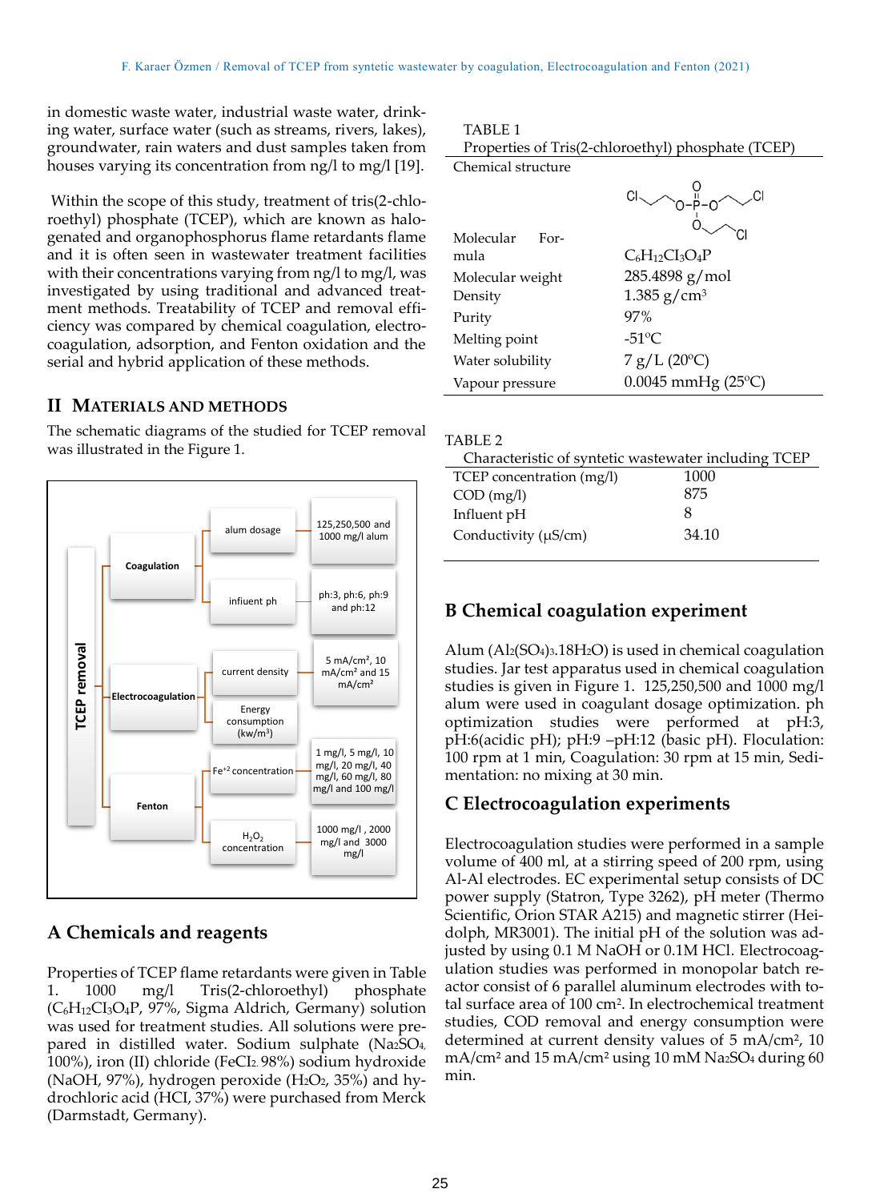in domestic waste water, industrial waste water, drinking water, surface water (such as streams, rivers, lakes), groundwater, rain waters and dust samples taken from houses varying its concentration from ng/l to mg/l [19].

Within the scope of this study, treatment of tris(2-chloroethyl) phosphate (TCEP), which are known as halogenated and organophosphorus flame retardants flame and it is often seen in wastewater treatment facilities with their concentrations varying from ng/l to mg/l, was investigated by using traditional and advanced treatment methods. Treatability of TCEP and removal efficiency was compared by chemical coagulation, electrocoagulation, adsorption, and Fenton oxidation and the serial and hybrid application of these methods.

## II MATERIALS AND METHODS

The schematic diagrams of the studied for TCEP removal was illustrated in the Figure 1.

TCEP removal

- Coagulation
  - alum dosage: 125,250,500 and 1000 mg/l alum
  - influent ph: ph:3, ph:6, ph:9 and ph:12
- Electrocoagulation
  - current density: 5 mA/cm², 10 mA/cm² and 15 mA/cm²
  - Energy consumption (kw/m³)
- Fenton
  - $Fe^{+2}$ concentration: 1 mg/l, 5 mg/l, 10 mg/l, 20 mg/l, 40 mg/l, 60 mg/l, 80 mg/l and 100 mg/l
  - $H_2O_2$ concentration: 1000 mg/l , 2000 mg/l and 3000 mg/l

### A Chemicals and reagents

Properties of TCEP flame retardants were given in Table 1. 1000 mg/l Tris(2-chloroethyl) phosphate ($C_6H_{12}Cl_3O_4P$, 97%, Sigma Aldrich, Germany) solution was used for treatment studies. All solutions were prepared in distilled water. Sodium sulphate ($Na_2SO_4$, 100%), iron (II) chloride ($FeCl_2$, 98%) sodium hydroxide (NaOH, 97%), hydrogen peroxide ($H_2O_2$, 35%) and hydrochloric acid (HCl, 37%) were purchased from Merck (Darmstadt, Germany).

TABLE 1
Properties of Tris(2-chloroethyl) phosphate (TCEP)

| Property | Value |
|---|---|
| Chemical structure | |
| Molecular Formula | $C_6H_{12}Cl_3O_4P$ |
| Molecular weight | 285.4898 g/mol |
| Density | 1.385 g/cm³ |
| Purity | 97% |
| Melting point | -51ºC |
| Water solubility | 7 g/L (20ºC) |
| Vapour pressure | 0.0045 mmHg (25ºC) |

TABLE 2
Characteristic of syntetic wastewater including TCEP

| Parameter | Value |
|---|---|
| TCEP concentration (mg/l) | 1000 |
| COD (mg/l) | 875 |
| Influent pH | 8 |
| Conductivity (µS/cm) | 34.10 |

### B Chemical coagulation experiment

Alum ($Al_2(SO_4)_3.18H_2O$) is used in chemical coagulation studies. Jar test apparatus used in chemical coagulation studies is given in Figure 1. 125,250,500 and 1000 mg/l alum were used in coagulant dosage optimization. ph optimization studies were performed at pH:3, pH:6(acidic pH); pH:9 –pH:12 (basic pH). Floculation: 100 rpm at 1 min, Coagulation: 30 rpm at 15 min, Sedimentation: no mixing at 30 min.

### C Electrocoagulation experiments

Electrocoagulation studies were performed in a sample volume of 400 ml, at a stirring speed of 200 rpm, using Al-Al electrodes. EC experimental setup consists of DC power supply (Statron, Type 3262), pH meter (Thermo Scientific, Orion STAR A215) and magnetic stirrer (Heidolph, MR3001). The initial pH of the solution was adjusted by using 0.1 M NaOH or 0.1M HCl. Electrocoagulation studies was performed in monopolar batch reactor consist of 6 parallel aluminum electrodes with total surface area of 100 cm². In electrochemical treatment studies, COD removal and energy consumption were determined at current density values of 5 mA/cm², 10 mA/cm² and 15 mA/cm² using 10 mM $Na_2SO_4$ during 60 min.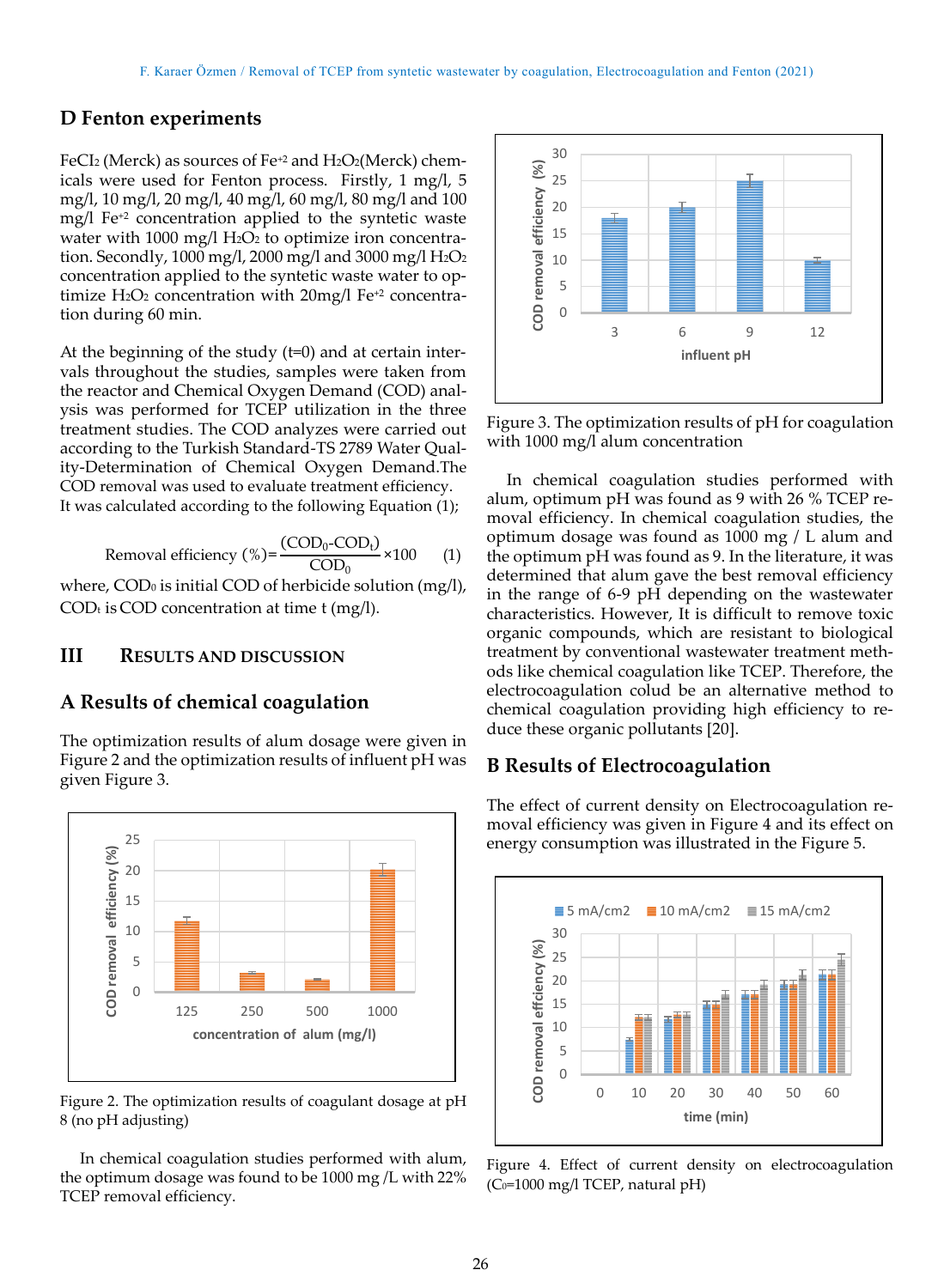## D Fenton experiments

$FeCl_2$ (Merck) as sources of $Fe^{+2}$ and $H_2O_2$(Merck) chemicals were used for Fenton process. Firstly, 1 mg/l, 5 mg/l, 10 mg/l, 20 mg/l, 40 mg/l, 60 mg/l, 80 mg/l and 100 mg/l $Fe^{+2}$ concentration applied to the syntetic waste water with 1000 mg/l $H_2O_2$ to optimize iron concentration. Secondly, 1000 mg/l, 2000 mg/l and 3000 mg/l $H_2O_2$ concentration applied to the syntetic waste water to optimize $H_2O_2$ concentration with 20mg/l $Fe^{+2}$ concentration during 60 min.

At the beginning of the study (t=0) and at certain intervals throughout the studies, samples were taken from the reactor and Chemical Oxygen Demand (COD) analysis was performed for TCEP utilization in the three treatment studies. The COD analyzes were carried out according to the Turkish Standard-TS 2789 Water Quality-Determination of Chemical Oxygen Demand.The COD removal was used to evaluate treatment efficiency. It was calculated according to the following Equation (1);

$$\text{Removal efficiency }(\%)=\frac{(COD_0\text{-}COD_t)}{COD_0}\times 100 \qquad (1)$$

where, $COD_0$ is initial COD of herbicide solution (mg/l), $COD_t$ is COD concentration at time t (mg/l).

# III RESULTS AND DISCUSSION

## A Results of chemical coagulation

The optimization results of alum dosage were given in Figure 2 and the optimization results of influent pH was given Figure 3.

Figure 2. The optimization results of coagulant dosage at pH 8 (no pH adjusting)

In chemical coagulation studies performed with alum, the optimum dosage was found to be 1000 mg /L with 22% TCEP removal efficiency.

Figure 3. The optimization results of pH for coagulation with 1000 mg/l alum concentration

In chemical coagulation studies performed with alum, optimum pH was found as 9 with 26 % TCEP removal efficiency. In chemical coagulation studies, the optimum dosage was found as 1000 mg / L alum and the optimum pH was found as 9. In the literature, it was determined that alum gave the best removal efficiency in the range of 6-9 pH depending on the wastewater characteristics. However, It is difficult to remove toxic organic compounds, which are resistant to biological treatment by conventional wastewater treatment methods like chemical coagulation like TCEP. Therefore, the electrocoagulation colud be an alternative method to chemical coagulation providing high efficiency to reduce these organic pollutants [20].

## B Results of Electrocoagulation

The effect of current density on Electrocoagulation removal efficiency was given in Figure 4 and its effect on energy consumption was illustrated in the Figure 5.

Figure 4. Effect of current density on electrocoagulation ($C_0$=1000 mg/l TCEP, natural pH)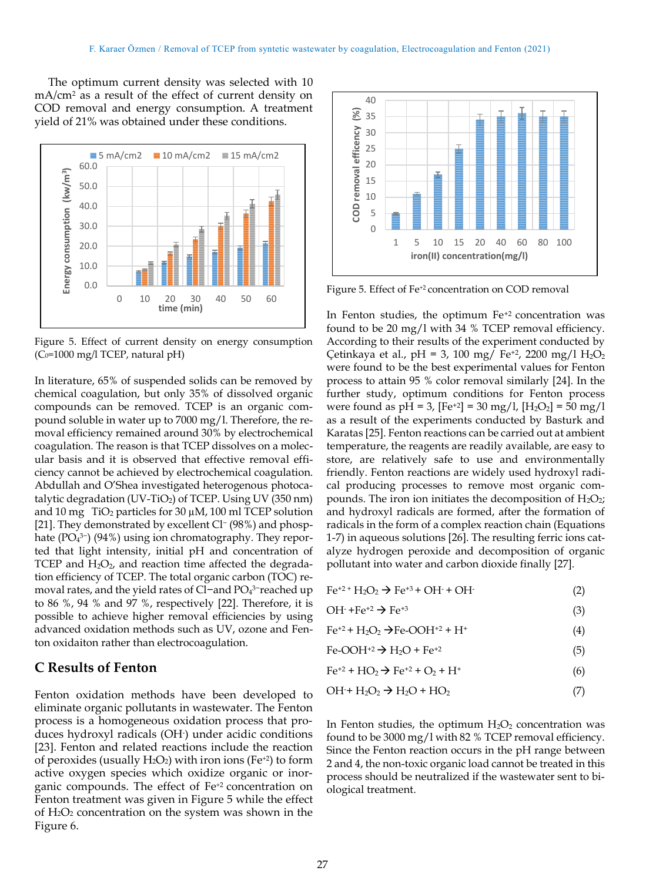The optimum current density was selected with 10 mA/cm² as a result of the effect of current density on COD removal and energy consumption. A treatment yield of 21% was obtained under these conditions.

Figure 5. Effect of current density on energy consumption ($C_0$=1000 mg/l TCEP, natural pH)

In literature, 65% of suspended solids can be removed by chemical coagulation, but only 35% of dissolved organic compounds can be removed. TCEP is an organic compound soluble in water up to 7000 mg/l. Therefore, the removal efficiency remained around 30% by electrochemical coagulation. The reason is that TCEP dissolves on a molecular basis and it is observed that effective removal efficiency cannot be achieved by electrochemical coagulation. Abdullah and O'Shea investigated heterogenous photocatalytic degradation (UV-$TiO_2$) of TCEP. Using UV (350 nm) and 10 mg $TiO_2$ particles for 30 μM, 100 ml TCEP solution [21]. They demonstrated by excellent $Cl^-$ (98%) and phosphate ($PO_4^{3-}$) (94%) using ion chromatography. They reported that light intensity, initial pH and concentration of TCEP and $H_2O_2$, and reaction time affected the degradation efficiency of TCEP. The total organic carbon (TOC) removal rates, and the yield rates of $Cl^-$and $PO_4^{3-}$reached up to 86 %, 94 % and 97 %, respectively [22]. Therefore, it is possible to achieve higher removal efficiencies by using advanced oxidation methods such as UV, ozone and Fenton oxidaiton rather than electrocoagulation.

## C Results of Fenton

Fenton oxidation methods have been developed to eliminate organic pollutants in wastewater. The Fenton process is a homogeneous oxidation process that produces hydroxyl radicals ($OH^-$) under acidic conditions [23]. Fenton and related reactions include the reaction of peroxides (usually $H_2O_2$) with iron ions ($Fe^{+2}$) to form active oxygen species which oxidize organic or inorganic compounds. The effect of $Fe^{+2}$ concentration on Fenton treatment was given in Figure 5 while the effect of $H_2O_2$ concentration on the system was shown in the Figure 6.

Figure 5. Effect of $Fe^{+2}$ concentration on COD removal

In Fenton studies, the optimum $Fe^{+2}$ concentration was found to be 20 mg/l with 34 % TCEP removal efficiency. According to their results of the experiment conducted by Çetinkaya et al., pH = 3, 100 mg/ $Fe^{+2}$, 2200 mg/l $H_2O_2$ were found to be the best experimental values for Fenton process to attain 95 % color removal similarly [24]. In the further study, optimum conditions for Fenton process were found as pH = 3, [$Fe^{+2}$] = 30 mg/l, [$H_2O_2$] = 50 mg/l as a result of the experiments conducted by Basturk and Karatas [25]. Fenton reactions can be carried out at ambient temperature, the reagents are readily available, are easy to store, are relatively safe to use and environmentally friendly. Fenton reactions are widely used hydroxyl radical producing processes to remove most organic compounds. The iron ion initiates the decomposition of $H_2O_2$; and hydroxyl radicals are formed, after the formation of radicals in the form of a complex reaction chain (Equations 1-7) in aqueous solutions [26]. The resulting ferric ions catalyze hydrogen peroxide and decomposition of organic pollutant into water and carbon dioxide finally [27].

$$Fe^{+2} + H_2O_2 \rightarrow Fe^{+3} + OH^- + OH^- \quad (2)$$

$$OH^- + Fe^{+2} \rightarrow Fe^{+3} \quad (3)$$

$$Fe^{+2} + H_2O_2 \rightarrow Fe\text{-}OOH^{+2} + H^+ \quad (4)$$

$$Fe\text{-}OOH^{+2} \rightarrow H_2O + Fe^{+2} \quad (5)$$

$$Fe^{+2} + HO_2 \rightarrow Fe^{+2} + O_2 + H^+ \quad (6)$$

$$OH^- + H_2O_2 \rightarrow H_2O + HO_2 \quad (7)$$

In Fenton studies, the optimum $H_2O_2$ concentration was found to be 3000 mg/l with 82 % TCEP removal efficiency. Since the Fenton reaction occurs in the pH range between 2 and 4, the non-toxic organic load cannot be treated in this process should be neutralized if the wastewater sent to biological treatment.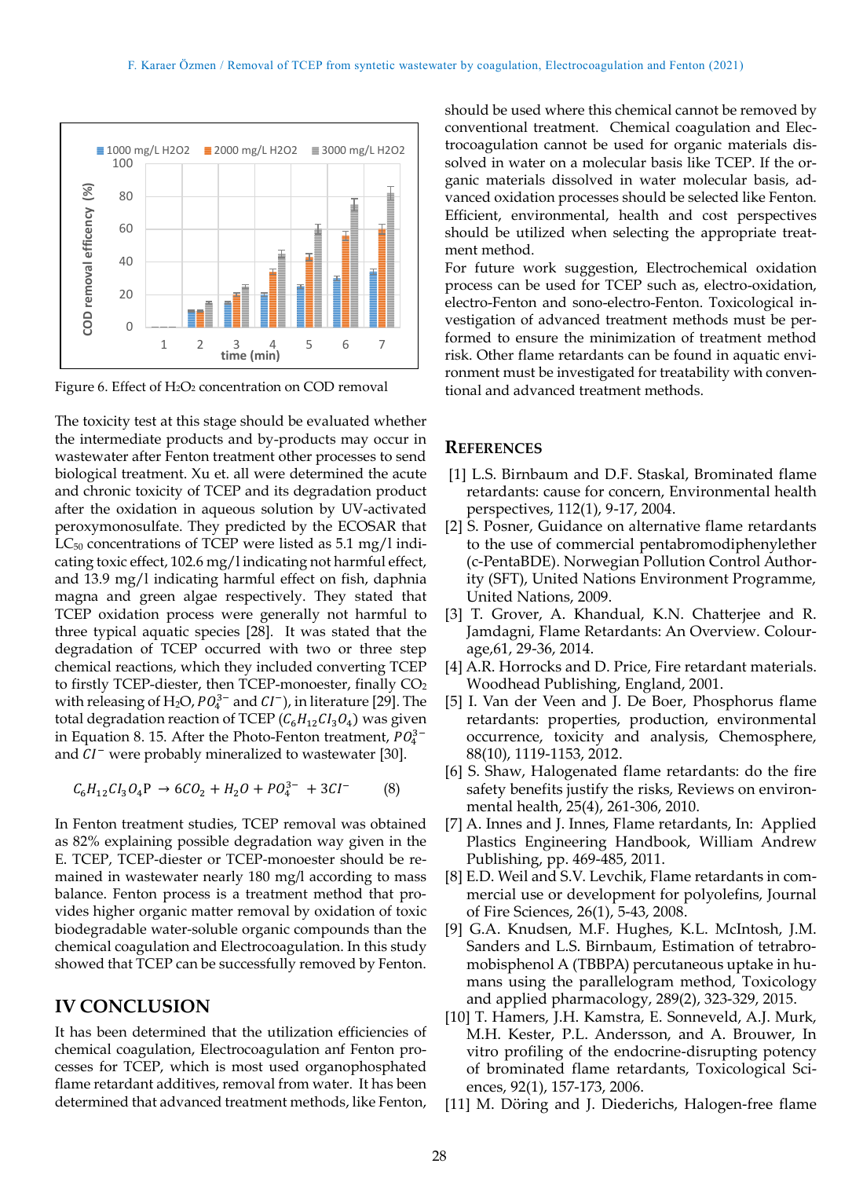Figure 6. Effect of $H_2O_2$ concentration on COD removal

The toxicity test at this stage should be evaluated whether the intermediate products and by-products may occur in wastewater after Fenton treatment other processes to send biological treatment. Xu et. all were determined the acute and chronic toxicity of TCEP and its degradation product after the oxidation in aqueous solution by UV-activated peroxymonosulfate. They predicted by the ECOSAR that $LC_{50}$ concentrations of TCEP were listed as 5.1 mg/l indicating toxic effect, 102.6 mg/l indicating not harmful effect, and 13.9 mg/l indicating harmful effect on fish, daphnia magna and green algae respectively. They stated that TCEP oxidation process were generally not harmful to three typical aquatic species [28]. It was stated that the degradation of TCEP occurred with two or three step chemical reactions, which they included converting TCEP to firstly TCEP-diester, then TCEP-monoester, finally $CO_2$ with releasing of $H_2O$, $PO_4^{3-}$ and $Cl^-$), in literature [29]. The total degradation reaction of TCEP ($C_6H_{12}Cl_3O_4$) was given in Equation 8. 15. After the Photo-Fenton treatment, $PO_4^{3-}$ and $Cl^-$ were probably mineralized to wastewater [30].

$$C_6H_{12}Cl_3O_4P \rightarrow 6CO_2 + H_2O + PO_4^{3-} + 3Cl^- \qquad (8)$$

In Fenton treatment studies, TCEP removal was obtained as 82% explaining possible degradation way given in the E. TCEP, TCEP-diester or TCEP-monoester should be remained in wastewater nearly 180 mg/l according to mass balance. Fenton process is a treatment method that provides higher organic matter removal by oxidation of toxic biodegradable water-soluble organic compounds than the chemical coagulation and Electrocoagulation. In this study showed that TCEP can be successfully removed by Fenton.

## IV CONCLUSION

It has been determined that the utilization efficiencies of chemical coagulation, Electrocoagulation anf Fenton processes for TCEP, which is most used organophosphated flame retardant additives, removal from water. It has been determined that advanced treatment methods, like Fenton, should be used where this chemical cannot be removed by conventional treatment. Chemical coagulation and Electrocoagulation cannot be used for organic materials dissolved in water on a molecular basis like TCEP. If the organic materials dissolved in water molecular basis, advanced oxidation processes should be selected like Fenton. Efficient, environmental, health and cost perspectives should be utilized when selecting the appropriate treatment method.

For future work suggestion, Electrochemical oxidation process can be used for TCEP such as, electro-oxidation, electro-Fenton and sono-electro-Fenton. Toxicological investigation of advanced treatment methods must be performed to ensure the minimization of treatment method risk. Other flame retardants can be found in aquatic environment must be investigated for treatability with conventional and advanced treatment methods.

## REFERENCES

[1] L.S. Birnbaum and D.F. Staskal, Brominated flame retardants: cause for concern, Environmental health perspectives, 112(1), 9-17, 2004.

[2] S. Posner, Guidance on alternative flame retardants to the use of commercial pentabromodiphenylether (c-PentaBDE). Norwegian Pollution Control Authority (SFT), United Nations Environment Programme, United Nations, 2009.

[3] T. Grover, A. Khandual, K.N. Chatterjee and R. Jamdagni, Flame Retardants: An Overview. Colourage,61, 29-36, 2014.

[4] A.R. Horrocks and D. Price, Fire retardant materials. Woodhead Publishing, England, 2001.

[5] I. Van der Veen and J. De Boer, Phosphorus flame retardants: properties, production, environmental occurrence, toxicity and analysis, Chemosphere, 88(10), 1119-1153, 2012.

[6] S. Shaw, Halogenated flame retardants: do the fire safety benefits justify the risks, Reviews on environmental health, 25(4), 261-306, 2010.

[7] A. Innes and J. Innes, Flame retardants, In: Applied Plastics Engineering Handbook, William Andrew Publishing, pp. 469-485, 2011.

[8] E.D. Weil and S.V. Levchik, Flame retardants in commercial use or development for polyolefins, Journal of Fire Sciences, 26(1), 5-43, 2008.

[9] G.A. Knudsen, M.F. Hughes, K.L. McIntosh, J.M. Sanders and L.S. Birnbaum, Estimation of tetrabromobisphenol A (TBBPA) percutaneous uptake in humans using the parallelogram method, Toxicology and applied pharmacology, 289(2), 323-329, 2015.

[10] T. Hamers, J.H. Kamstra, E. Sonneveld, A.J. Murk, M.H. Kester, P.L. Andersson, and A. Brouwer, In vitro profiling of the endocrine-disrupting potency of brominated flame retardants, Toxicological Sciences, 92(1), 157-173, 2006.

[11] M. Döring and J. Diederichs, Halogen-free flame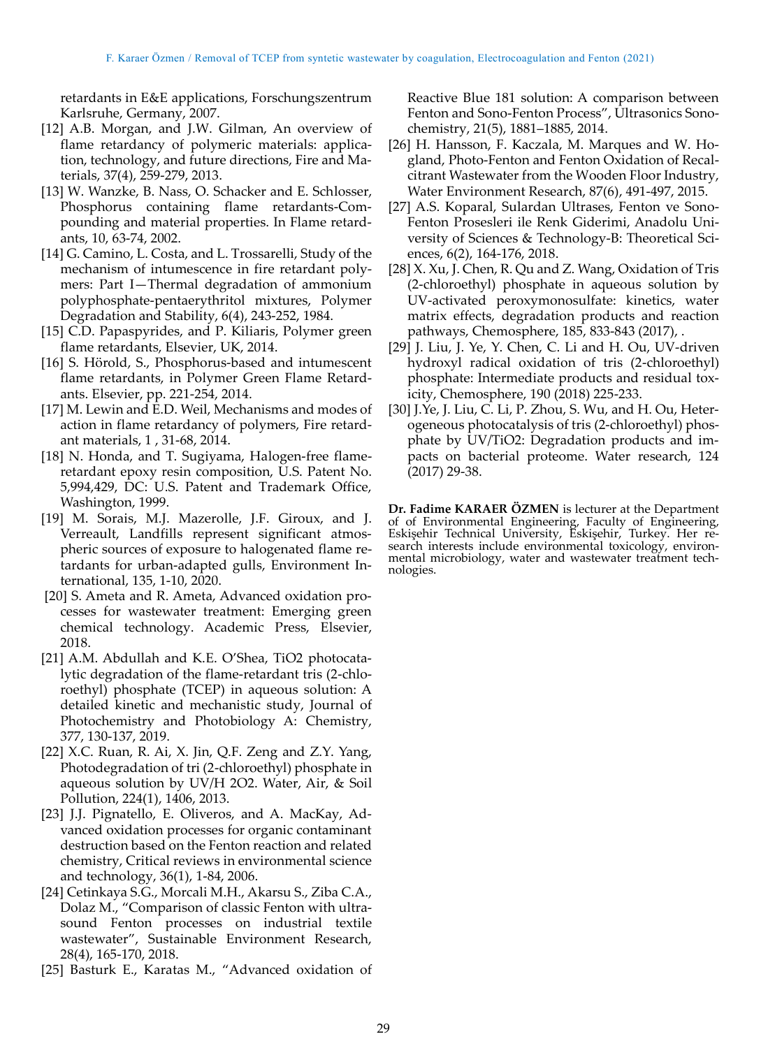retardants in E&E applications, Forschungszentrum Karlsruhe, Germany, 2007.

[12] A.B. Morgan, and J.W. Gilman, An overview of flame retardancy of polymeric materials: application, technology, and future directions, Fire and Materials, 37(4), 259-279, 2013.

[13] W. Wanzke, B. Nass, O. Schacker and E. Schlosser, Phosphorus containing flame retardants-Compounding and material properties. In Flame retardants, 10, 63-74, 2002.

[14] G. Camino, L. Costa, and L. Trossarelli, Study of the mechanism of intumescence in fire retardant polymers: Part I—Thermal degradation of ammonium polyphosphate-pentaerythritol mixtures, Polymer Degradation and Stability, 6(4), 243-252, 1984.

[15] C.D. Papaspyrides, and P. Kiliaris, Polymer green flame retardants, Elsevier, UK, 2014.

[16] S. Hörold, S., Phosphorus-based and intumescent flame retardants, in Polymer Green Flame Retardants. Elsevier, pp. 221-254, 2014.

[17] M. Lewin and E.D. Weil, Mechanisms and modes of action in flame retardancy of polymers, Fire retardant materials, 1 , 31-68, 2014.

[18] N. Honda, and T. Sugiyama, Halogen-free flame-retardant epoxy resin composition, U.S. Patent No. 5,994,429, DC: U.S. Patent and Trademark Office, Washington, 1999.

[19] M. Sorais, M.J. Mazerolle, J.F. Giroux, and J. Verreault, Landfills represent significant atmospheric sources of exposure to halogenated flame retardants for urban-adapted gulls, Environment International, 135, 1-10, 2020.

[20] S. Ameta and R. Ameta, Advanced oxidation processes for wastewater treatment: Emerging green chemical technology. Academic Press, Elsevier, 2018.

[21] A.M. Abdullah and K.E. O'Shea, TiO2 photocatalytic degradation of the flame-retardant tris (2-chloroethyl) phosphate (TCEP) in aqueous solution: A detailed kinetic and mechanistic study, Journal of Photochemistry and Photobiology A: Chemistry, 377, 130-137, 2019.

[22] X.C. Ruan, R. Ai, X. Jin, Q.F. Zeng and Z.Y. Yang, Photodegradation of tri (2-chloroethyl) phosphate in aqueous solution by UV/H 2O2. Water, Air, & Soil Pollution, 224(1), 1406, 2013.

[23] J.J. Pignatello, E. Oliveros, and A. MacKay, Advanced oxidation processes for organic contaminant destruction based on the Fenton reaction and related chemistry, Critical reviews in environmental science and technology, 36(1), 1-84, 2006.

[24] Cetinkaya S.G., Morcali M.H., Akarsu S., Ziba C.A., Dolaz M., "Comparison of classic Fenton with ultrasound Fenton processes on industrial textile wastewater", Sustainable Environment Research, 28(4), 165-170, 2018.

[25] Basturk E., Karatas M., "Advanced oxidation of Reactive Blue 181 solution: A comparison between Fenton and Sono-Fenton Process", Ultrasonics Sonochemistry, 21(5), 1881–1885, 2014.

[26] H. Hansson, F. Kaczala, M. Marques and W. Hogland, Photo-Fenton and Fenton Oxidation of Recalcitrant Wastewater from the Wooden Floor Industry, Water Environment Research, 87(6), 491-497, 2015.

[27] A.S. Koparal, Sulardan Ultrases, Fenton ve Sono-Fenton Prosesleri ile Renk Giderimi, Anadolu University of Sciences & Technology-B: Theoretical Sciences, 6(2), 164-176, 2018.

[28] X. Xu, J. Chen, R. Qu and Z. Wang, Oxidation of Tris (2-chloroethyl) phosphate in aqueous solution by UV-activated peroxymonosulfate: kinetics, water matrix effects, degradation products and reaction pathways, Chemosphere, 185, 833-843 (2017), .

[29] J. Liu, J. Ye, Y. Chen, C. Li and H. Ou, UV-driven hydroxyl radical oxidation of tris (2-chloroethyl) phosphate: Intermediate products and residual toxicity, Chemosphere, 190 (2018) 225-233.

[30] J.Ye, J. Liu, C. Li, P. Zhou, S. Wu, and H. Ou, Heterogeneous photocatalysis of tris (2-chloroethyl) phosphate by UV/TiO2: Degradation products and impacts on bacterial proteome. Water research, 124 (2017) 29-38.

**Dr. Fadime KARAER ÖZMEN** is lecturer at the Department of of Environmental Engineering, Faculty of Engineering, Eskişehir Technical University, Eskişehir, Turkey. Her research interests include environmental toxicology, environmental microbiology, water and wastewater treatment technologies.